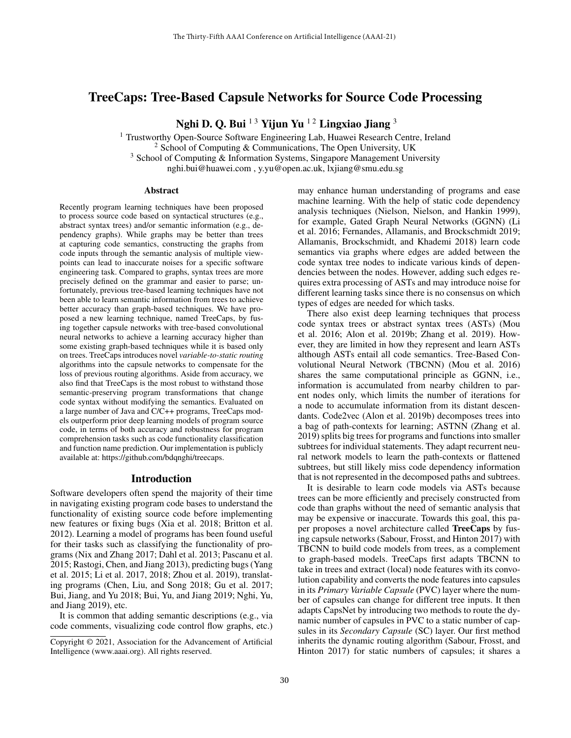# TreeCaps: Tree-Based Capsule Networks for Source Code Processing

**Nghi D. Q. Bui** [1,3] **Yijun Yu** [1,2] **Lingxiao Jiang** [3]

[1] Trustworthy Open-Source Software Engineering Lab, Huawei Research Centre, Ireland
[2] School of Computing & Communications, The Open University, UK
[3] School of Computing & Information Systems, Singapore Management University
nghi.bui@huawei.com , y.yu@open.ac.uk, lxjiang@smu.edu.sg

## Abstract

Recently program learning techniques have been proposed to process source code based on syntactical structures (e.g., abstract syntax trees) and/or semantic information (e.g., dependency graphs). While graphs may be better than trees at capturing code semantics, constructing the graphs from code inputs through the semantic analysis of multiple viewpoints can lead to inaccurate noises for a specific software engineering task. Compared to graphs, syntax trees are more precisely defined on the grammar and easier to parse; unfortunately, previous tree-based learning techniques have not been able to learn semantic information from trees to achieve better accuracy than graph-based techniques. We have proposed a new learning technique, named TreeCaps, by fusing together capsule networks with tree-based convolutional neural networks to achieve a learning accuracy higher than some existing graph-based techniques while it is based only on trees. TreeCaps introduces novel *variable-to-static routing* algorithms into the capsule networks to compensate for the loss of previous routing algorithms. Aside from accuracy, we also find that TreeCaps is the most robust to withstand those semantic-preserving program transformations that change code syntax without modifying the semantics. Evaluated on a large number of Java and C/C++ programs, TreeCaps models outperform prior deep learning models of program source code, in terms of both accuracy and robustness for program comprehension tasks such as code functionality classification and function name prediction. Our implementation is publicly available at: https://github.com/bdqnghi/treecaps.

## Introduction

Software developers often spend the majority of their time in navigating existing program code bases to understand the functionality of existing source code before implementing new features or fixing bugs (Xia et al. 2018; Britton et al. 2012). Learning a model of programs has been found useful for their tasks such as classifying the functionality of programs (Nix and Zhang 2017; Dahl et al. 2013; Pascanu et al. 2015; Rastogi, Chen, and Jiang 2013), predicting bugs (Yang et al. 2015; Li et al. 2017, 2018; Zhou et al. 2019), translating programs (Chen, Liu, and Song 2018; Gu et al. 2017; Bui, Jiang, and Yu 2018; Bui, Yu, and Jiang 2019; Nghi, Yu, and Jiang 2019), etc.

It is common that adding semantic descriptions (e.g., via code comments, visualizing code control flow graphs, etc.) may enhance human understanding of programs and ease machine learning. With the help of static code dependency analysis techniques (Nielson, Nielson, and Hankin 1999), for example, Gated Graph Neural Networks (GGNN) (Li et al. 2016; Fernandes, Allamanis, and Brockschmidt 2019; Allamanis, Brockschmidt, and Khademi 2018) learn code semantics via graphs where edges are added between the code syntax tree nodes to indicate various kinds of dependencies between the nodes. However, adding such edges requires extra processing of ASTs and may introduce noise for different learning tasks since there is no consensus on which types of edges are needed for which tasks.

There also exist deep learning techniques that process code syntax trees or abstract syntax trees (ASTs) (Mou et al. 2016; Alon et al. 2019b; Zhang et al. 2019). However, they are limited in how they represent and learn ASTs although ASTs entail all code semantics. Tree-Based Convolutional Neural Network (TBCNN) (Mou et al. 2016) shares the same computational principle as GGNN, i.e., information is accumulated from nearby children to parent nodes only, which limits the number of iterations for a node to accumulate information from its distant descendants. Code2vec (Alon et al. 2019b) decomposes trees into a bag of path-contexts for learning; ASTNN (Zhang et al. 2019) splits big trees for programs and functions into smaller subtrees for individual statements. They adapt recurrent neural network models to learn the path-contexts or flattened subtrees, but still likely miss code dependency information that is not represented in the decomposed paths and subtrees.

It is desirable to learn code models via ASTs because trees can be more efficiently and precisely constructed from code than graphs without the need of semantic analysis that may be expensive or inaccurate. Towards this goal, this paper proposes a novel architecture called **TreeCaps** by fusing capsule networks (Sabour, Frosst, and Hinton 2017) with TBCNN to build code models from trees, as a complement to graph-based models. TreeCaps first adapts TBCNN to take in trees and extract (local) node features with its convolution capability and converts the node features into capsules in its *Primary Variable Capsule* (PVC) layer where the number of capsules can change for different tree inputs. It then adapts CapsNet by introducing two methods to route the dynamic number of capsules in PVC to a static number of capsules in its *Secondary Capsule* (SC) layer. Our first method inherits the dynamic routing algorithm (Sabour, Frosst, and Hinton 2017) for static numbers of capsules; it shares a

Copyright © 2021, Association for the Advancement of Artificial Intelligence (www.aaai.org). All rights reserved.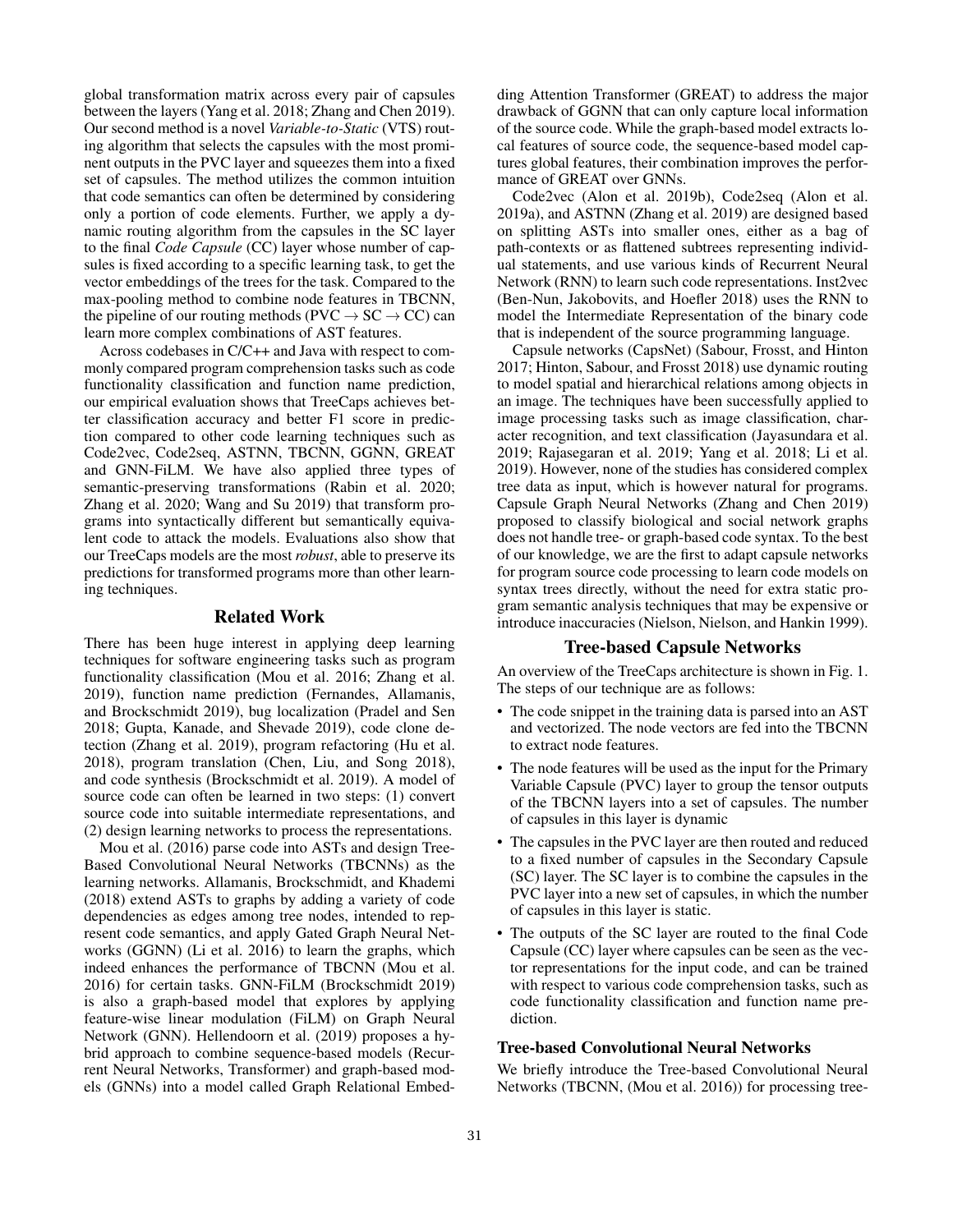global transformation matrix across every pair of capsules between the layers (Yang et al. 2018; Zhang and Chen 2019). Our second method is a novel *Variable-to-Static* (VTS) routing algorithm that selects the capsules with the most prominent outputs in the PVC layer and squeezes them into a fixed set of capsules. The method utilizes the common intuition that code semantics can often be determined by considering only a portion of code elements. Further, we apply a dynamic routing algorithm from the capsules in the SC layer to the final *Code Capsule* (CC) layer whose number of capsules is fixed according to a specific learning task, to get the vector embeddings of the trees for the task. Compared to the max-pooling method to combine node features in TBCNN, the pipeline of our routing methods (PVC $\rightarrow$ SC $\rightarrow$ CC) can learn more complex combinations of AST features.

Across codebases in C/C++ and Java with respect to commonly compared program comprehension tasks such as code functionality classification and function name prediction, our empirical evaluation shows that TreeCaps achieves better classification accuracy and better F1 score in prediction compared to other code learning techniques such as Code2vec, Code2seq, ASTNN, TBCNN, GGNN, GREAT and GNN-FiLM. We have also applied three types of semantic-preserving transformations (Rabin et al. 2020; Zhang et al. 2020; Wang and Su 2019) that transform programs into syntactically different but semantically equivalent code to attack the models. Evaluations also show that our TreeCaps models are the most *robust*, able to preserve its predictions for transformed programs more than other learning techniques.

## Related Work

There has been huge interest in applying deep learning techniques for software engineering tasks such as program functionality classification (Mou et al. 2016; Zhang et al. 2019), function name prediction (Fernandes, Allamanis, and Brockschmidt 2019), bug localization (Pradel and Sen 2018; Gupta, Kanade, and Shevade 2019), code clone detection (Zhang et al. 2019), program refactoring (Hu et al. 2018), program translation (Chen, Liu, and Song 2018), and code synthesis (Brockschmidt et al. 2019). A model of source code can often be learned in two steps: (1) convert source code into suitable intermediate representations, and (2) design learning networks to process the representations.

Mou et al. (2016) parse code into ASTs and design Tree-Based Convolutional Neural Networks (TBCNNs) as the learning networks. Allamanis, Brockschmidt, and Khademi (2018) extend ASTs to graphs by adding a variety of code dependencies as edges among tree nodes, intended to represent code semantics, and apply Gated Graph Neural Networks (GGNN) (Li et al. 2016) to learn the graphs, which indeed enhances the performance of TBCNN (Mou et al. 2016) for certain tasks. GNN-FiLM (Brockschmidt 2019) is also a graph-based model that explores by applying feature-wise linear modulation (FiLM) on Graph Neural Network (GNN). Hellendoorn et al. (2019) proposes a hybrid approach to combine sequence-based models (Recurrent Neural Networks, Transformer) and graph-based models (GNNs) into a model called Graph Relational Embedding Attention Transformer (GREAT) to address the major drawback of GGNN that can only capture local information of the source code. While the graph-based model extracts local features of source code, the sequence-based model captures global features, their combination improves the performance of GREAT over GNNs.

Code2vec (Alon et al. 2019b), Code2seq (Alon et al. 2019a), and ASTNN (Zhang et al. 2019) are designed based on splitting ASTs into smaller ones, either as a bag of path-contexts or as flattened subtrees representing individual statements, and use various kinds of Recurrent Neural Network (RNN) to learn such code representations. Inst2vec (Ben-Nun, Jakobovits, and Hoefler 2018) uses the RNN to model the Intermediate Representation of the binary code that is independent of the source programming language.

Capsule networks (CapsNet) (Sabour, Frosst, and Hinton 2017; Hinton, Sabour, and Frosst 2018) use dynamic routing to model spatial and hierarchical relations among objects in an image. The techniques have been successfully applied to image processing tasks such as image classification, character recognition, and text classification (Jayasundara et al. 2019; Rajasegaran et al. 2019; Yang et al. 2018; Li et al. 2019). However, none of the studies has considered complex tree data as input, which is however natural for programs. Capsule Graph Neural Networks (Zhang and Chen 2019) proposed to classify biological and social network graphs does not handle tree- or graph-based code syntax. To the best of our knowledge, we are the first to adapt capsule networks for program source code processing to learn code models on syntax trees directly, without the need for extra static program semantic analysis techniques that may be expensive or introduce inaccuracies (Nielson, Nielson, and Hankin 1999).

## Tree-based Capsule Networks

An overview of the TreeCaps architecture is shown in Fig. 1. The steps of our technique are as follows:

- The code snippet in the training data is parsed into an AST and vectorized. The node vectors are fed into the TBCNN to extract node features.
- The node features will be used as the input for the Primary Variable Capsule (PVC) layer to group the tensor outputs of the TBCNN layers into a set of capsules. The number of capsules in this layer is dynamic
- The capsules in the PVC layer are then routed and reduced to a fixed number of capsules in the Secondary Capsule (SC) layer. The SC layer is to combine the capsules in the PVC layer into a new set of capsules, in which the number of capsules in this layer is static.
- The outputs of the SC layer are routed to the final Code Capsule (CC) layer where capsules can be seen as the vector representations for the input code, and can be trained with respect to various code comprehension tasks, such as code functionality classification and function name prediction.

### Tree-based Convolutional Neural Networks

We briefly introduce the Tree-based Convolutional Neural Networks (TBCNN, (Mou et al. 2016)) for processing tree-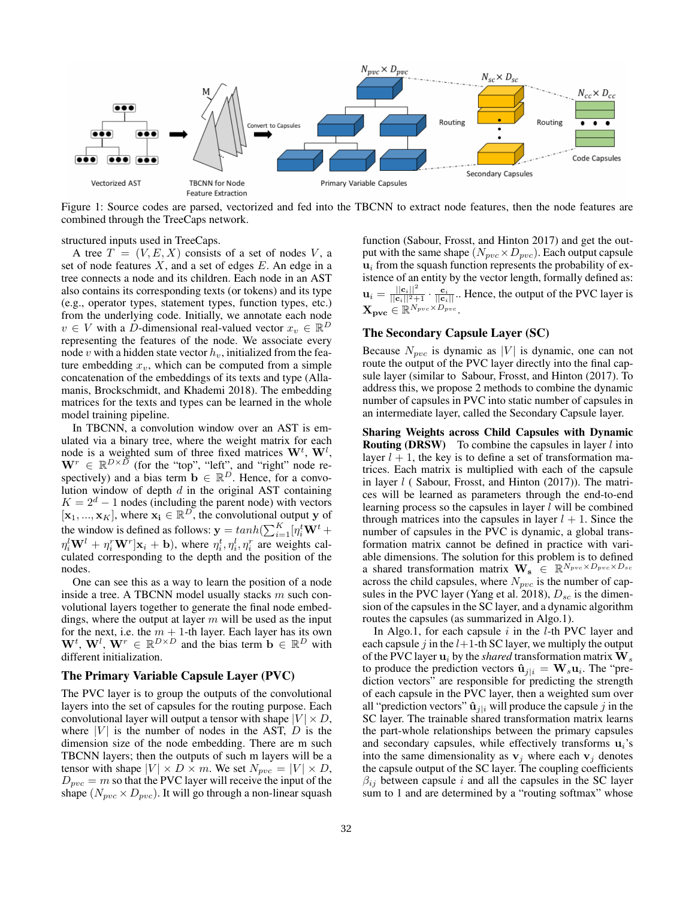Figure 1: Source codes are parsed, vectorized and fed into the TBCNN to extract node features, then the node features are combined through the TreeCaps network.

structured inputs used in TreeCaps.

A tree $T = (V, E, X)$ consists of a set of nodes $V$, a set of node features $X$, and a set of edges $E$. An edge in a tree connects a node and its children. Each node in an AST also contains its corresponding texts (or tokens) and its type (e.g., operator types, statement types, function types, etc.) from the underlying code. Initially, we annotate each node $v \in V$ with a $D$-dimensional real-valued vector $x_v \in \mathbb{R}^D$ representing the features of the node. We associate every node $v$ with a hidden state vector $h_v$, initialized from the feature embedding $x_v$, which can be computed from a simple concatenation of the embeddings of its texts and type (Allamanis, Brockschmidt, and Khademi 2018). The embedding matrices for the texts and types can be learned in the whole model training pipeline.

In TBCNN, a convolution window over an AST is emulated via a binary tree, where the weight matrix for each node is a weighted sum of three fixed matrices $\mathbf{W}^t$, $\mathbf{W}^l$, $\mathbf{W}^r \in \mathbb{R}^{D \times D}$ (for the "top", "left", and "right" node respectively) and a bias term $\mathbf{b} \in \mathbb{R}^D$. Hence, for a convolution window of depth $d$ in the original AST containing $K = 2^d - 1$ nodes (including the parent node) with vectors $[\mathbf{x}_1, ..., \mathbf{x}_K]$, where $\mathbf{x_i} \in \mathbb{R}^D$, the convolutional output $\mathbf{y}$ of the window is defined as follows: $\mathbf{y} = tanh(\sum_{i=1}^{K}[\eta_i^t \mathbf{W}^t + \eta_i^l \mathbf{W}^l + \eta_i^r \mathbf{W}^r]\mathbf{x}_i + \mathbf{b})$, where $\eta_i^t, \eta_i^l, \eta_i^r$ are weights calculated corresponding to the depth and the position of the nodes.

One can see this as a way to learn the position of a node inside a tree. A TBCNN model usually stacks $m$ such convolutional layers together to generate the final node embeddings, where the output at layer $m$ will be used as the input for the next, i.e. the $m+1$-th layer. Each layer has its own $\mathbf{W}^t$, $\mathbf{W}^l$, $\mathbf{W}^r \in \mathbb{R}^{D \times D}$ and the bias term $\mathbf{b} \in \mathbb{R}^D$ with different initialization.

## The Primary Variable Capsule Layer (PVC)

The PVC layer is to group the outputs of the convolutional layers into the set of capsules for the routing purpose. Each convolutional layer will output a tensor with shape $|V| \times D$, where $|V|$ is the number of nodes in the AST, $D$ is the dimension size of the node embedding. There are m such TBCNN layers; then the outputs of such m layers will be a tensor with shape $|V| \times D \times m$. We set $N_{pvc} = |V| \times D$, $D_{pvc} = m$ so that the PVC layer will receive the input of the shape $(N_{pvc} \times D_{pvc})$. It will go through a non-linear squash function (Sabour, Frosst, and Hinton 2017) and get the output with the same shape $(N_{pvc} \times D_{pvc})$. Each output capsule $\mathbf{u}_i$ from the squash function represents the probability of existence of an entity by the vector length, formally defined as: $\mathbf{u}_i = \frac{||\mathbf{c}_i||^2}{||\mathbf{c}_i||^2+1} \cdot \frac{\mathbf{c}_i}{||\mathbf{c}_i||}$.. Hence, the output of the PVC layer is $\mathbf{X_{pvc}} \in \mathbb{R}^{N_{pvc} \times D_{pvc}}$.

## The Secondary Capsule Layer (SC)

Because $N_{pvc}$ is dynamic as $|V|$ is dynamic, one can not route the output of the PVC layer directly into the final capsule layer (similar to Sabour, Frosst, and Hinton (2017). To address this, we propose 2 methods to combine the dynamic number of capsules in PVC into static number of capsules in an intermediate layer, called the Secondary Capsule layer.

**Sharing Weights across Child Capsules with Dynamic Routing (DRSW)** To combine the capsules in layer $l$ into layer $l+1$, the key is to define a set of transformation matrices. Each matrix is multiplied with each of the capsule in layer $l$ ( Sabour, Frosst, and Hinton (2017)). The matrices will be learned as parameters through the end-to-end learning process so the capsules in layer $l$ will be combined through matrices into the capsules in layer $l+1$. Since the number of capsules in the PVC is dynamic, a global transformation matrix cannot be defined in practice with variable dimensions. The solution for this problem is to defined a shared transformation matrix $\mathbf{W_s} \in \mathbb{R}^{N_{pvc} \times D_{pvc} \times D_{sc}}$ across the child capsules, where $N_{pvc}$ is the number of capsules in the PVC layer (Yang et al. 2018), $D_{sc}$ is the dimension of the capsules in the SC layer, and a dynamic algorithm routes the capsules (as summarized in Algo.1).

In Algo.1, for each capsule $i$ in the $l$-th PVC layer and each capsule $j$ in the $l$+1-th SC layer, we multiply the output of the PVC layer $\mathbf{u}_i$ by the *shared* transformation matrix $\mathbf{W}_s$ to produce the prediction vectors $\hat{\mathbf{u}}_{j|i} = \mathbf{W}_s \mathbf{u}_i$. The "prediction vectors" are responsible for predicting the strength of each capsule in the PVC layer, then a weighted sum over all "prediction vectors" $\hat{\mathbf{u}}_{j|i}$ will produce the capsule $j$ in the SC layer. The trainable shared transformation matrix learns the part-whole relationships between the primary capsules and secondary capsules, while effectively transforms $\mathbf{u}_i$'s into the same dimensionality as $\mathbf{v}_j$ where each $\mathbf{v}_j$ denotes the capsule output of the SC layer. The coupling coefficients $\beta_{ij}$ between capsule $i$ and all the capsules in the SC layer sum to 1 and are determined by a "routing softmax" whose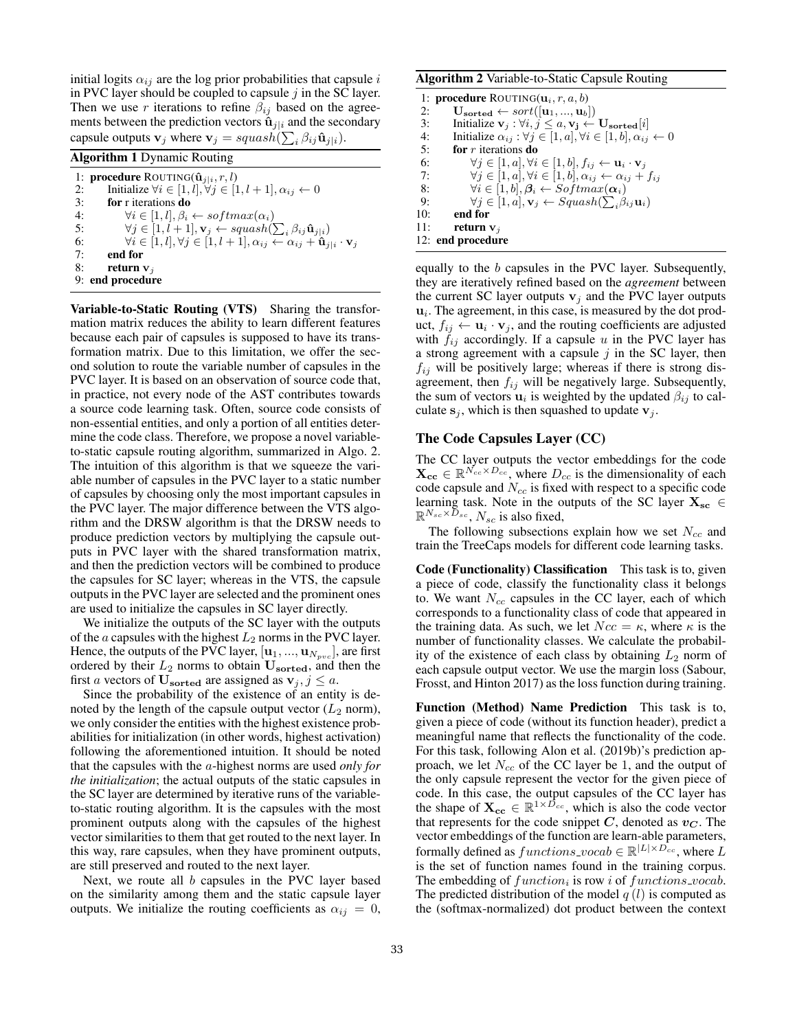initial logits $\alpha_{ij}$ are the log prior probabilities that capsule $i$ in PVC layer should be coupled to capsule $j$ in the SC layer. Then we use $r$ iterations to refine $\beta_{ij}$ based on the agreements between the prediction vectors $\hat{\mathbf{u}}_{j|i}$ and the secondary capsule outputs $\mathbf{v}_j$ where $\mathbf{v}_j = squash(\sum_i \beta_{ij}\hat{\mathbf{u}}_{j|i})$.

**Algorithm 1** Dynamic Routing

```
1: procedure ROUTING(û_{j|i}, r, l)
2:     Initialize ∀i ∈ [1, l], ∀j ∈ [1, l+1], α_ij ← 0
3:     for r iterations do
4:         ∀i ∈ [1, l], β_i ← softmax(α_i)
5:         ∀j ∈ [1, l+1], v_j ← squash(Σ_i β_ij û_{j|i})
6:         ∀i ∈ [1, l], ∀j ∈ [1, l+1], α_ij ← α_ij + û_{j|i} · v_j
7:     end for
8:     return v_j
9: end procedure
```

**Variable-to-Static Routing (VTS)** Sharing the transformation matrix reduces the ability to learn different features because each pair of capsules is supposed to have its transformation matrix. Due to this limitation, we offer the second solution to route the variable number of capsules in the PVC layer. It is based on an observation of source code that, in practice, not every node of the AST contributes towards a source code learning task. Often, source code consists of non-essential entities, and only a portion of all entities determine the code class. Therefore, we propose a novel variable-to-static capsule routing algorithm, summarized in Algo. 2. The intuition of this algorithm is that we squeeze the variable number of capsules in the PVC layer to a static number of capsules by choosing only the most important capsules in the PVC layer. The major difference between the VTS algorithm and the DRSW algorithm is that the DRSW needs to produce prediction vectors by multiplying the capsule outputs in PVC layer with the shared transformation matrix, and then the prediction vectors will be combined to produce the capsules for SC layer; whereas in the VTS, the capsule outputs in the PVC layer are selected and the prominent ones are used to initialize the capsules in SC layer directly.

We initialize the outputs of the SC layer with the outputs of the $a$ capsules with the highest $L_2$ norms in the PVC layer. Hence, the outputs of the PVC layer, $[\mathbf{u}_1, ..., \mathbf{u}_{N_{pvc}}]$, are first ordered by their $L_2$ norms to obtain $\mathbf{U_{sorted}}$, and then the first $a$ vectors of $\mathbf{U_{sorted}}$ are assigned as $\mathbf{v}_j, j \leq a$.

Since the probability of the existence of an entity is denoted by the length of the capsule output vector ($L_2$ norm), we only consider the entities with the highest existence probabilities for initialization (in other words, highest activation) following the aforementioned intuition. It should be noted that the capsules with the $a$-highest norms are used *only for the initialization*; the actual outputs of the static capsules in the SC layer are determined by iterative runs of the variable-to-static routing algorithm. It is the capsules with the most prominent outputs along with the capsules of the highest vector similarities to them that get routed to the next layer. In this way, rare capsules, when they have prominent outputs, are still preserved and routed to the next layer.

Next, we route all $b$ capsules in the PVC layer based on the similarity among them and the static capsule layer outputs. We initialize the routing coefficients as $\alpha_{ij} = 0$, equally to the $b$ capsules in the PVC layer. Subsequently, they are iteratively refined based on the *agreement* between the current SC layer outputs $\mathbf{v}_j$ and the PVC layer outputs $\mathbf{u}_i$. The agreement, in this case, is measured by the dot product, $f_{ij} \leftarrow \mathbf{u}_i \cdot \mathbf{v}_j$, and the routing coefficients are adjusted with $f_{ij}$ accordingly. If a capsule $u$ in the PVC layer has a strong agreement with a capsule $j$ in the SC layer, then $f_{ij}$ will be positively large; whereas if there is strong disagreement, then $f_{ij}$ will be negatively large. Subsequently, the sum of vectors $\mathbf{u}_i$ is weighted by the updated $\beta_{ij}$ to calculate $\mathbf{s}_j$, which is then squashed to update $\mathbf{v}_j$.

**Algorithm 2** Variable-to-Static Capsule Routing

```
1: procedure ROUTING(u_i, r, a, b)
2:     U_sorted ← sort([u_1, ..., u_b])
3:     Initialize v_j : ∀i, j ≤ a, v_j ← U_sorted[i]
4:     Initialize α_ij : ∀j ∈ [1, a], ∀i ∈ [1, b], α_ij ← 0
5:     for r iterations do
6:         ∀j ∈ [1, a], ∀i ∈ [1, b], f_ij ← u_i · v_j
7:         ∀j ∈ [1, a], ∀i ∈ [1, b], α_ij ← α_ij + f_ij
8:         ∀i ∈ [1, b], β_i ← Softmax(α_i)
9:         ∀j ∈ [1, a], v_j ← Squash(Σ_i β_ij u_i)
10:    end for
11:    return v_j
12: end procedure
```

## The Code Capsules Layer (CC)

The CC layer outputs the vector embeddings for the code $\mathbf{X_{cc}} \in \mathbb{R}^{N_{cc} \times D_{cc}}$, where $D_{cc}$ is the dimensionality of each code capsule and $N_{cc}$ is fixed with respect to a specific code learning task. Note in the outputs of the SC layer $\mathbf{X_{sc}} \in \mathbb{R}^{N_{sc} \times D_{sc}}$, $N_{sc}$ is also fixed,

The following subsections explain how we set $N_{cc}$ and train the TreeCaps models for different code learning tasks.

**Code (Functionality) Classification** This task is to, given a piece of code, classify the functionality class it belongs to. We want $N_{cc}$ capsules in the CC layer, each of which corresponds to a functionality class of code that appeared in the training data. As such, we let $Ncc = \kappa$, where $\kappa$ is the number of functionality classes. We calculate the probability of the existence of each class by obtaining $L_2$ norm of each capsule output vector. We use the margin loss (Sabour, Frosst, and Hinton 2017) as the loss function during training.

**Function (Method) Name Prediction** This task is to, given a piece of code (without its function header), predict a meaningful name that reflects the functionality of the code. For this task, following Alon et al. (2019b)'s prediction approach, we let $N_{cc}$ of the CC layer be 1, and the output of the only capsule represent the vector for the given piece of code. In this case, the output capsules of the CC layer has the shape of $\mathbf{X_{cc}} \in \mathbb{R}^{1 \times D_{cc}}$, which is also the code vector that represents for the code snippet $\boldsymbol{C}$, denoted as $\boldsymbol{v_C}$. The vector embeddings of the function are learn-able parameters, formally defined as $functions\_vocab \in \mathbb{R}^{|L| \times D_{cc}}$, where $L$ is the set of function names found in the training corpus. The embedding of $function_i$ is row $i$ of $functions\_vocab$. The predicted distribution of the model $q\,(l)$ is computed as the (softmax-normalized) dot product between the context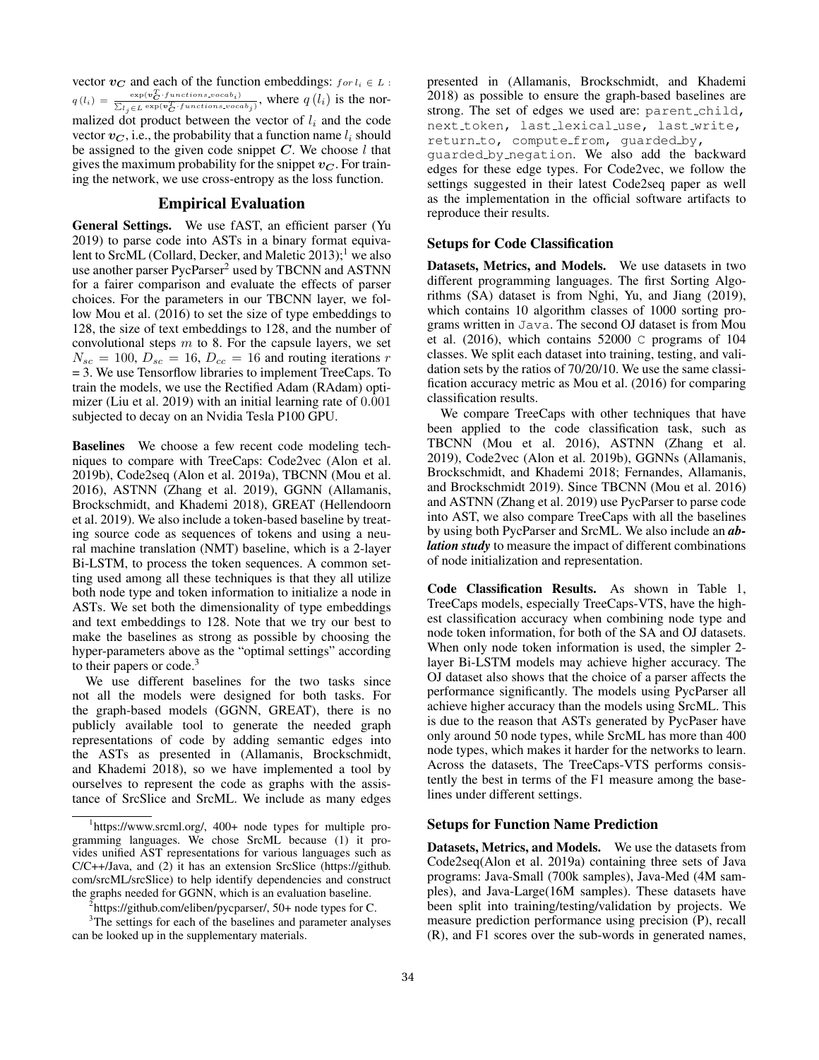vector $\boldsymbol{v_C}$ and each of the function embeddings: $for\, l_i \in L$ : $q(l_i) = \frac{\exp(\boldsymbol{v_C}^T \cdot functions\_vocab_i)}{\sum_{l_j \in L} \exp(\boldsymbol{v_C}^T \cdot functions\_vocab_j)}$, where $q(l_i)$ is the normalized dot product between the vector of $l_i$ and the code vector $\boldsymbol{v_C}$, i.e., the probability that a function name $l_i$ should be assigned to the given code snippet $\boldsymbol{C}$. We choose $l$ that gives the maximum probability for the snippet $\boldsymbol{v_C}$. For training the network, we use cross-entropy as the loss function.

## Empirical Evaluation

**General Settings.** We use fAST, an efficient parser (Yu 2019) to parse code into ASTs in a binary format equivalent to SrcML (Collard, Decker, and Maletic 2013);[1] we also use another parser PycParser[2] used by TBCNN and ASTNN for a fairer comparison and evaluate the effects of parser choices. For the parameters in our TBCNN layer, we follow Mou et al. (2016) to set the size of type embeddings to 128, the size of text embeddings to 128, and the number of convolutional steps $m$ to 8. For the capsule layers, we set $N_{sc} = 100$, $D_{sc} = 16$, $D_{cc} = 16$ and routing iterations $r$ = 3. We use Tensorflow libraries to implement TreeCaps. To train the models, we use the Rectified Adam (RAdam) optimizer (Liu et al. 2019) with an initial learning rate of 0.001 subjected to decay on an Nvidia Tesla P100 GPU.

**Baselines** We choose a few recent code modeling techniques to compare with TreeCaps: Code2vec (Alon et al. 2019b), Code2seq (Alon et al. 2019a), TBCNN (Mou et al. 2016), ASTNN (Zhang et al. 2019), GGNN (Allamanis, Brockschmidt, and Khademi 2018), GREAT (Hellendoorn et al. 2019). We also include a token-based baseline by treating source code as sequences of tokens and using a neural machine translation (NMT) baseline, which is a 2-layer Bi-LSTM, to process the token sequences. A common setting used among all these techniques is that they all utilize both node type and token information to initialize a node in ASTs. We set both the dimensionality of type embeddings and text embeddings to 128. Note that we try our best to make the baselines as strong as possible by choosing the hyper-parameters above as the "optimal settings" according to their papers or code.[3]

We use different baselines for the two tasks since not all the models were designed for both tasks. For the graph-based models (GGNN, GREAT), there is no publicly available tool to generate the needed graph representations of code by adding semantic edges into the ASTs as presented in (Allamanis, Brockschmidt, and Khademi 2018), so we have implemented a tool by ourselves to represent the code as graphs with the assistance of SrcSlice and SrcML. We include as many edges presented in (Allamanis, Brockschmidt, and Khademi 2018) as possible to ensure the graph-based baselines are strong. The set of edges we used are: `parent_child`, `next_token`, `last_lexical_use`, `last_write`, `return_to`, `compute_from`, `guarded_by`, `guarded_by_negation`. We also add the backward edges for these edge types. For Code2vec, we follow the settings suggested in their latest Code2seq paper as well as the implementation in the official software artifacts to reproduce their results.

### Setups for Code Classification

**Datasets, Metrics, and Models.** We use datasets in two different programming languages. The first Sorting Algorithms (SA) dataset is from Nghi, Yu, and Jiang (2019), which contains 10 algorithm classes of 1000 sorting programs written in `Java`. The second OJ dataset is from Mou et al. (2016), which contains 52000 `C` programs of 104 classes. We split each dataset into training, testing, and validation sets by the ratios of 70/20/10. We use the same classification accuracy metric as Mou et al. (2016) for comparing classification results.

We compare TreeCaps with other techniques that have been applied to the code classification task, such as TBCNN (Mou et al. 2016), ASTNN (Zhang et al. 2019), Code2vec (Alon et al. 2019b), GGNNs (Allamanis, Brockschmidt, and Khademi 2018; Fernandes, Allamanis, and Brockschmidt 2019). Since TBCNN (Mou et al. 2016) and ASTNN (Zhang et al. 2019) use PycParser to parse code into AST, we also compare TreeCaps with all the baselines by using both PycParser and SrcML. We also include an ***ablation study*** to measure the impact of different combinations of node initialization and representation.

**Code Classification Results.** As shown in Table 1, TreeCaps models, especially TreeCaps-VTS, have the highest classification accuracy when combining node type and node token information, for both of the SA and OJ datasets. When only node token information is used, the simpler 2-layer Bi-LSTM models may achieve higher accuracy. The OJ dataset also shows that the choice of a parser affects the performance significantly. The models using PycParser all achieve higher accuracy than the models using SrcML. This is due to the reason that ASTs generated by PycPaser have only around 50 node types, while SrcML has more than 400 node types, which makes it harder for the networks to learn. Across the datasets, The TreeCaps-VTS performs consistently the best in terms of the F1 measure among the baselines under different settings.

### Setups for Function Name Prediction

**Datasets, Metrics, and Models.** We use the datasets from Code2seq(Alon et al. 2019a) containing three sets of Java programs: Java-Small (700k samples), Java-Med (4M samples), and Java-Large(16M samples). These datasets have been split into training/testing/validation by projects. We measure prediction performance using precision (P), recall (R), and F1 scores over the sub-words in generated names,

---

[1] https://www.srcml.org/, 400+ node types for multiple programming languages. We chose SrcML because (1) it provides unified AST representations for various languages such as C/C++/Java, and (2) it has an extension SrcSlice (https://github.com/srcML/srcSlice) to help identify dependencies and construct the graphs needed for GGNN, which is an evaluation baseline.

[2] https://github.com/eliben/pycparser/, 50+ node types for C.

[3] The settings for each of the baselines and parameter analyses can be looked up in the supplementary materials.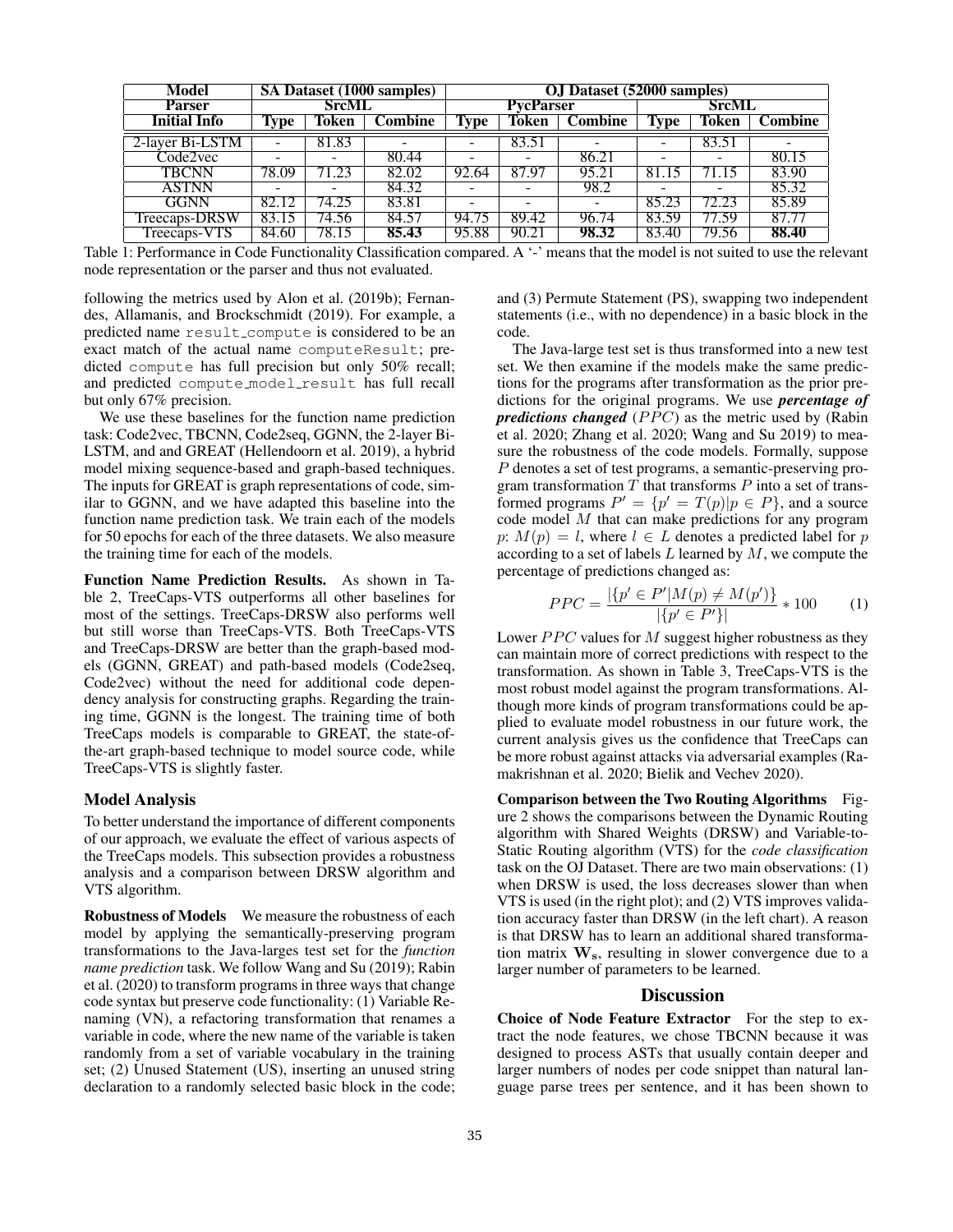| Model | SA Dataset (1000 samples) | | | OJ Dataset (52000 samples) | | | | | |
|---|---|---|---|---|---|---|---|---|---|
| Parser | SrcML | | | PycParser | | | SrcML | | |
| Initial Info | Type | Token | Combine | Type | Token | Combine | Type | Token | Combine |
| 2-layer Bi-LSTM | - | 81.83 | - | - | 83.51 | - | - | 83.51 | - |
| Code2vec | - | - | 80.44 | - | - | 86.21 | - | - | 80.15 |
| TBCNN | 78.09 | 71.23 | 82.02 | 92.64 | 87.97 | 95.21 | 81.15 | 71.15 | 83.90 |
| ASTNN | - | - | 84.32 | - | - | 98.2 | - | - | 85.32 |
| GGNN | 82.12 | 74.25 | 83.81 | - | - | - | 85.23 | 72.23 | 85.89 |
| Treecaps-DRSW | 83.15 | 74.56 | 84.57 | 94.75 | 89.42 | 96.74 | 83.59 | 77.59 | 87.77 |
| Treecaps-VTS | 84.60 | 78.15 | **85.43** | 95.88 | 90.21 | **98.32** | 83.40 | 79.56 | **88.40** |

Table 1: Performance in Code Functionality Classification compared. A '-' means that the model is not suited to use the relevant node representation or the parser and thus not evaluated.

following the metrics used by Alon et al. (2019b); Fernandes, Allamanis, and Brockschmidt (2019). For example, a predicted name `result_compute` is considered to be an exact match of the actual name `computeResult`; predicted `compute` has full precision but only 50% recall; and predicted `compute_model_result` has full recall but only 67% precision.

We use these baselines for the function name prediction task: Code2vec, TBCNN, Code2seq, GGNN, the 2-layer Bi-LSTM, and and GREAT (Hellendoorn et al. 2019), a hybrid model mixing sequence-based and graph-based techniques. The inputs for GREAT is graph representations of code, similar to GGNN, and we have adapted this baseline into the function name prediction task. We train each of the models for 50 epochs for each of the three datasets. We also measure the training time for each of the models.

**Function Name Prediction Results.** As shown in Table 2, TreeCaps-VTS outperforms all other baselines for most of the settings. TreeCaps-DRSW also performs well but still worse than TreeCaps-VTS. Both TreeCaps-VTS and TreeCaps-DRSW are better than the graph-based models (GGNN, GREAT) and path-based models (Code2seq, Code2vec) without the need for additional code dependency analysis for constructing graphs. Regarding the training time, GGNN is the longest. The training time of both TreeCaps models is comparable to GREAT, the state-of-the-art graph-based technique to model source code, while TreeCaps-VTS is slightly faster.

## Model Analysis

To better understand the importance of different components of our approach, we evaluate the effect of various aspects of the TreeCaps models. This subsection provides a robustness analysis and a comparison between DRSW algorithm and VTS algorithm.

**Robustness of Models** We measure the robustness of each model by applying the semantically-preserving program transformations to the Java-larges test set for the *function name prediction* task. We follow Wang and Su (2019); Rabin et al. (2020) to transform programs in three ways that change code syntax but preserve code functionality: (1) Variable Renaming (VN), a refactoring transformation that renames a variable in code, where the new name of the variable is taken randomly from a set of variable vocabulary in the training set; (2) Unused Statement (US), inserting an unused string declaration to a randomly selected basic block in the code; and (3) Permute Statement (PS), swapping two independent statements (i.e., with no dependence) in a basic block in the code.

The Java-large test set is thus transformed into a new test set. We then examine if the models make the same predictions for the programs after transformation as the prior predictions for the original programs. We use ***percentage of predictions changed*** ($PPC$) as the metric used by (Rabin et al. 2020; Zhang et al. 2020; Wang and Su 2019) to measure the robustness of the code models. Formally, suppose $P$ denotes a set of test programs, a semantic-preserving program transformation $T$ that transforms $P$ into a set of transformed programs $P' = \{p' = T(p) | p \in P\}$, and a source code model $M$ that can make predictions for any program $p$: $M(p) = l$, where $l \in L$ denotes a predicted label for $p$ according to a set of labels $L$ learned by $M$, we compute the percentage of predictions changed as:

$$PPC = \frac{|\{p' \in P' | M(p) \neq M(p')\}}{|\{p' \in P'\}|} * 100 \quad (1)$$

Lower $PPC$ values for $M$ suggest higher robustness as they can maintain more of correct predictions with respect to the transformation. As shown in Table 3, TreeCaps-VTS is the most robust model against the program transformations. Although more kinds of program transformations could be applied to evaluate model robustness in our future work, the current analysis gives us the confidence that TreeCaps can be more robust against attacks via adversarial examples (Ramakrishnan et al. 2020; Bielik and Vechev 2020).

**Comparison between the Two Routing Algorithms** Figure 2 shows the comparisons between the Dynamic Routing algorithm with Shared Weights (DRSW) and Variable-to-Static Routing algorithm (VTS) for the *code classification* task on the OJ Dataset. There are two main observations: (1) when DRSW is used, the loss decreases slower than when VTS is used (in the right plot); and (2) VTS improves validation accuracy faster than DRSW (in the left chart). A reason is that DRSW has to learn an additional shared transformation matrix $\mathbf{W_s}$, resulting in slower convergence due to a larger number of parameters to be learned.

## Discussion

**Choice of Node Feature Extractor** For the step to extract the node features, we chose TBCNN because it was designed to process ASTs that usually contain deeper and larger numbers of nodes per code snippet than natural language parse trees per sentence, and it has been shown to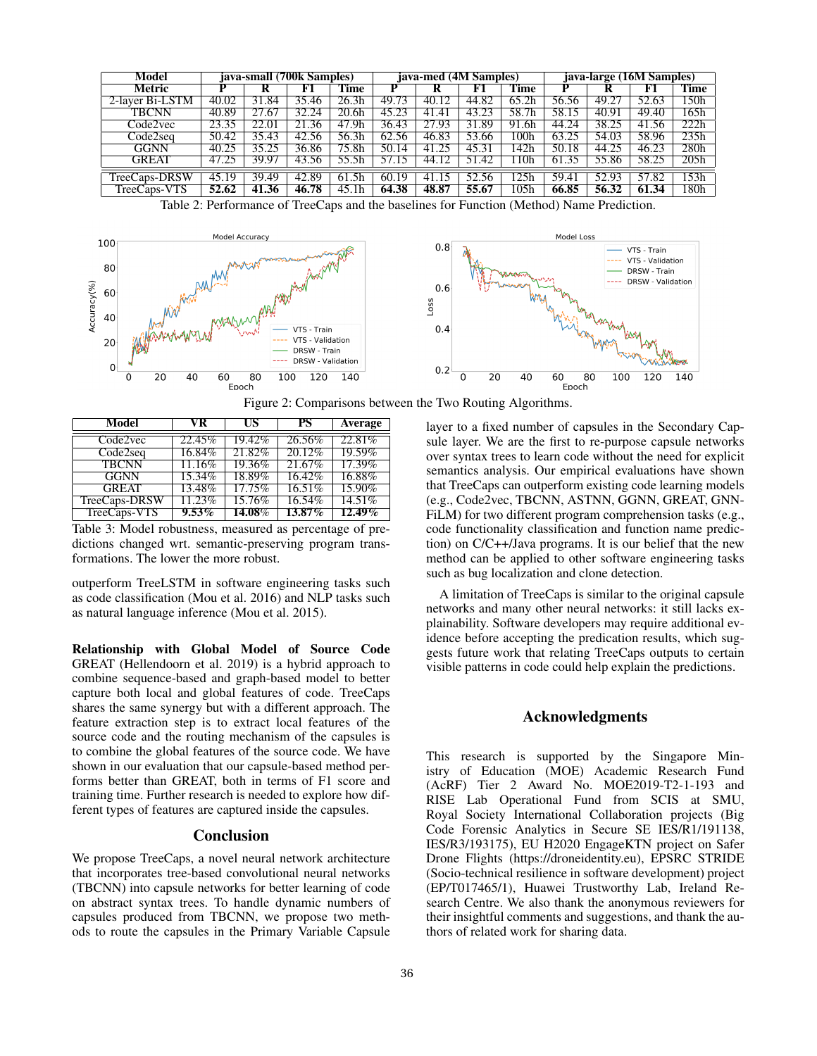| Model | java-small (700k Samples) | | | | java-med (4M Samples) | | | | java-large (16M Samples) | | | |
|---|---|---|---|---|---|---|---|---|---|---|---|---|
| Metric | P | R | F1 | Time | P | R | F1 | Time | P | R | F1 | Time |
| 2-layer Bi-LSTM | 40.02 | 31.84 | 35.46 | 26.3h | 49.73 | 40.12 | 44.82 | 65.2h | 56.56 | 49.27 | 52.63 | 150h |
| TBCNN | 40.89 | 27.67 | 32.24 | 20.6h | 45.23 | 41.41 | 43.23 | 58.7h | 58.15 | 40.91 | 49.40 | 165h |
| Code2vec | 23.35 | 22.01 | 21.36 | 47.9h | 36.43 | 27.93 | 31.89 | 91.6h | 44.24 | 38.25 | 41.56 | 222h |
| Code2seq | 50.42 | 35.43 | 42.56 | 56.3h | 62.56 | 46.83 | 53.66 | 100h | 63.25 | 54.03 | 58.96 | 235h |
| GGNN | 40.25 | 35.25 | 36.86 | 75.8h | 50.14 | 41.25 | 45.31 | 142h | 50.18 | 44.25 | 46.23 | 280h |
| GREAT | 47.25 | 39.97 | 43.56 | 55.5h | 57.15 | 44.12 | 51.42 | 110h | 61.35 | 55.86 | 58.25 | 205h |
| TreeCaps-DRSW | 45.19 | 39.49 | 42.89 | 61.5h | 60.19 | 41.15 | 52.56 | 125h | 59.41 | 52.93 | 57.82 | 153h |
| TreeCaps-VTS | **52.62** | **41.36** | **46.78** | 45.1h | **64.38** | **48.87** | **55.67** | 105h | **66.85** | **56.32** | **61.34** | 180h |

Table 2: Performance of TreeCaps and the baselines for Function (Method) Name Prediction.

Figure 2: Comparisons between the Two Routing Algorithms.

| Model | VR | US | PS | Average |
|---|---|---|---|---|
| Code2vec | 22.45% | 19.42% | 26.56% | 22.81% |
| Code2seq | 16.84% | 21.82% | 20.12% | 19.59% |
| TBCNN | 11.16% | 19.36% | 21.67% | 17.39% |
| GGNN | 15.34% | 18.89% | 16.42% | 16.88% |
| GREAT | 13.48% | 17.75% | 16.51% | 15.90% |
| TreeCaps-DRSW | 11.23% | 15.76% | 16.54% | 14.51% |
| TreeCaps-VTS | **9.53%** | **14.08%** | **13.87%** | **12.49%** |

Table 3: Model robustness, measured as percentage of predictions changed wrt. semantic-preserving program transformations. The lower the more robust.

outperform TreeLSTM in software engineering tasks such as code classification (Mou et al. 2016) and NLP tasks such as natural language inference (Mou et al. 2015).

**Relationship with Global Model of Source Code** GREAT (Hellendoorn et al. 2019) is a hybrid approach to combine sequence-based and graph-based model to better capture both local and global features of code. TreeCaps shares the same synergy but with a different approach. The feature extraction step is to extract local features of the source code and the routing mechanism of the capsules is to combine the global features of the source code. We have shown in our evaluation that our capsule-based method performs better than GREAT, both in terms of F1 score and training time. Further research is needed to explore how different types of features are captured inside the capsules.

## Conclusion

We propose TreeCaps, a novel neural network architecture that incorporates tree-based convolutional neural networks (TBCNN) into capsule networks for better learning of code on abstract syntax trees. To handle dynamic numbers of capsules produced from TBCNN, we propose two methods to route the capsules in the Primary Variable Capsule layer to a fixed number of capsules in the Secondary Capsule layer. We are the first to re-purpose capsule networks over syntax trees to learn code without the need for explicit semantics analysis. Our empirical evaluations have shown that TreeCaps can outperform existing code learning models (e.g., Code2vec, TBCNN, ASTNN, GGNN, GREAT, GNN-FiLM) for two different program comprehension tasks (e.g., code functionality classification and function name prediction) on C/C++/Java programs. It is our belief that the new method can be applied to other software engineering tasks such as bug localization and clone detection.

A limitation of TreeCaps is similar to the original capsule networks and many other neural networks: it still lacks explainability. Software developers may require additional evidence before accepting the predication results, which suggests future work that relating TreeCaps outputs to certain visible patterns in code could help explain the predictions.

## Acknowledgments

This research is supported by the Singapore Ministry of Education (MOE) Academic Research Fund (AcRF) Tier 2 Award No. MOE2019-T2-1-193 and RISE Lab Operational Fund from SCIS at SMU, Royal Society International Collaboration projects (Big Code Forensic Analytics in Secure SE IES/R1/191138, IES/R3/193175), EU H2020 EngageKTN project on Safer Drone Flights (https://droneidentity.eu), EPSRC STRIDE (Socio-technical resilience in software development) project (EP/T017465/1), Huawei Trustworthy Lab, Ireland Research Centre. We also thank the anonymous reviewers for their insightful comments and suggestions, and thank the authors of related work for sharing data.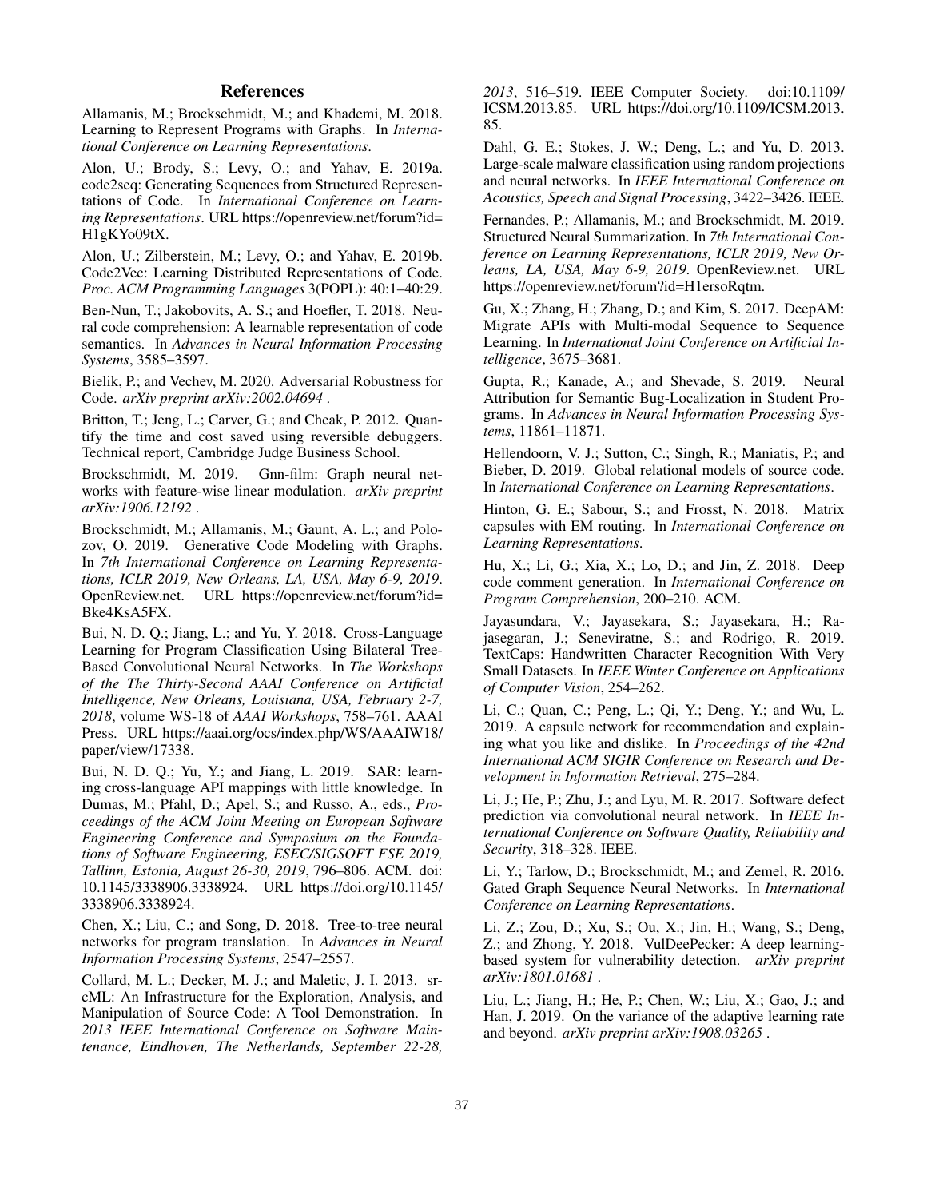## References

Allamanis, M.; Brockschmidt, M.; and Khademi, M. 2018. Learning to Represent Programs with Graphs. In *International Conference on Learning Representations*.

Alon, U.; Brody, S.; Levy, O.; and Yahav, E. 2019a. code2seq: Generating Sequences from Structured Representations of Code. In *International Conference on Learning Representations*. URL https://openreview.net/forum?id=H1gKYo09tX.

Alon, U.; Zilberstein, M.; Levy, O.; and Yahav, E. 2019b. Code2Vec: Learning Distributed Representations of Code. *Proc. ACM Programming Languages* 3(POPL): 40:1–40:29.

Ben-Nun, T.; Jakobovits, A. S.; and Hoefler, T. 2018. Neural code comprehension: A learnable representation of code semantics. In *Advances in Neural Information Processing Systems*, 3585–3597.

Bielik, P.; and Vechev, M. 2020. Adversarial Robustness for Code. *arXiv preprint arXiv:2002.04694* .

Britton, T.; Jeng, L.; Carver, G.; and Cheak, P. 2012. Quantify the time and cost saved using reversible debuggers. Technical report, Cambridge Judge Business School.

Brockschmidt, M. 2019. Gnn-film: Graph neural networks with feature-wise linear modulation. *arXiv preprint arXiv:1906.12192* .

Brockschmidt, M.; Allamanis, M.; Gaunt, A. L.; and Polozov, O. 2019. Generative Code Modeling with Graphs. In *7th International Conference on Learning Representations, ICLR 2019, New Orleans, LA, USA, May 6-9, 2019*. OpenReview.net. URL https://openreview.net/forum?id=Bke4KsA5FX.

Bui, N. D. Q.; Jiang, L.; and Yu, Y. 2018. Cross-Language Learning for Program Classification Using Bilateral Tree-Based Convolutional Neural Networks. In *The Workshops of the The Thirty-Second AAAI Conference on Artificial Intelligence, New Orleans, Louisiana, USA, February 2-7, 2018*, volume WS-18 of *AAAI Workshops*, 758–761. AAAI Press. URL https://aaai.org/ocs/index.php/WS/AAAIW18/paper/view/17338.

Bui, N. D. Q.; Yu, Y.; and Jiang, L. 2019. SAR: learning cross-language API mappings with little knowledge. In Dumas, M.; Pfahl, D.; Apel, S.; and Russo, A., eds., *Proceedings of the ACM Joint Meeting on European Software Engineering Conference and Symposium on the Foundations of Software Engineering, ESEC/SIGSOFT FSE 2019, Tallinn, Estonia, August 26-30, 2019*, 796–806. ACM. doi:10.1145/3338906.3338924. URL https://doi.org/10.1145/3338906.3338924.

Chen, X.; Liu, C.; and Song, D. 2018. Tree-to-tree neural networks for program translation. In *Advances in Neural Information Processing Systems*, 2547–2557.

Collard, M. L.; Decker, M. J.; and Maletic, J. I. 2013. srcML: An Infrastructure for the Exploration, Analysis, and Manipulation of Source Code: A Tool Demonstration. In *2013 IEEE International Conference on Software Maintenance, Eindhoven, The Netherlands, September 22-28, 2013*, 516–519. IEEE Computer Society. doi:10.1109/ICSM.2013.85. URL https://doi.org/10.1109/ICSM.2013.85.

Dahl, G. E.; Stokes, J. W.; Deng, L.; and Yu, D. 2013. Large-scale malware classification using random projections and neural networks. In *IEEE International Conference on Acoustics, Speech and Signal Processing*, 3422–3426. IEEE.

Fernandes, P.; Allamanis, M.; and Brockschmidt, M. 2019. Structured Neural Summarization. In *7th International Conference on Learning Representations, ICLR 2019, New Orleans, LA, USA, May 6-9, 2019*. OpenReview.net. URL https://openreview.net/forum?id=H1ersoRqtm.

Gu, X.; Zhang, H.; Zhang, D.; and Kim, S. 2017. DeepAM: Migrate APIs with Multi-modal Sequence to Sequence Learning. In *International Joint Conference on Artificial Intelligence*, 3675–3681.

Gupta, R.; Kanade, A.; and Shevade, S. 2019. Neural Attribution for Semantic Bug-Localization in Student Programs. In *Advances in Neural Information Processing Systems*, 11861–11871.

Hellendoorn, V. J.; Sutton, C.; Singh, R.; Maniatis, P.; and Bieber, D. 2019. Global relational models of source code. In *International Conference on Learning Representations*.

Hinton, G. E.; Sabour, S.; and Frosst, N. 2018. Matrix capsules with EM routing. In *International Conference on Learning Representations*.

Hu, X.; Li, G.; Xia, X.; Lo, D.; and Jin, Z. 2018. Deep code comment generation. In *International Conference on Program Comprehension*, 200–210. ACM.

Jayasundara, V.; Jayasekara, S.; Jayasekara, H.; Rajasegaran, J.; Seneviratne, S.; and Rodrigo, R. 2019. TextCaps: Handwritten Character Recognition With Very Small Datasets. In *IEEE Winter Conference on Applications of Computer Vision*, 254–262.

Li, C.; Quan, C.; Peng, L.; Qi, Y.; Deng, Y.; and Wu, L. 2019. A capsule network for recommendation and explaining what you like and dislike. In *Proceedings of the 42nd International ACM SIGIR Conference on Research and Development in Information Retrieval*, 275–284.

Li, J.; He, P.; Zhu, J.; and Lyu, M. R. 2017. Software defect prediction via convolutional neural network. In *IEEE International Conference on Software Quality, Reliability and Security*, 318–328. IEEE.

Li, Y.; Tarlow, D.; Brockschmidt, M.; and Zemel, R. 2016. Gated Graph Sequence Neural Networks. In *International Conference on Learning Representations*.

Li, Z.; Zou, D.; Xu, S.; Ou, X.; Jin, H.; Wang, S.; Deng, Z.; and Zhong, Y. 2018. VulDeePecker: A deep learning-based system for vulnerability detection. *arXiv preprint arXiv:1801.01681* .

Liu, L.; Jiang, H.; He, P.; Chen, W.; Liu, X.; Gao, J.; and Han, J. 2019. On the variance of the adaptive learning rate and beyond. *arXiv preprint arXiv:1908.03265* .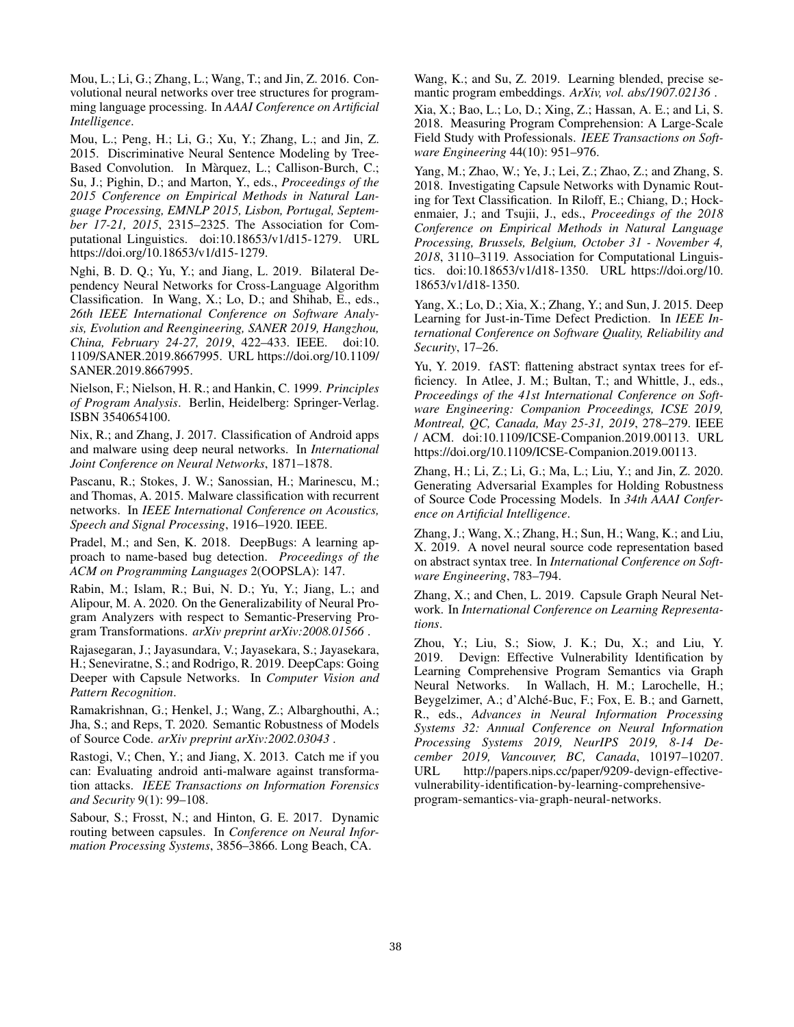Mou, L.; Li, G.; Zhang, L.; Wang, T.; and Jin, Z. 2016. Convolutional neural networks over tree structures for programming language processing. In *AAAI Conference on Artificial Intelligence*.

Mou, L.; Peng, H.; Li, G.; Xu, Y.; Zhang, L.; and Jin, Z. 2015. Discriminative Neural Sentence Modeling by Tree-Based Convolution. In Màrquez, L.; Callison-Burch, C.; Su, J.; Pighin, D.; and Marton, Y., eds., *Proceedings of the 2015 Conference on Empirical Methods in Natural Language Processing, EMNLP 2015, Lisbon, Portugal, September 17-21, 2015*, 2315–2325. The Association for Computational Linguistics. doi:10.18653/v1/d15-1279. URL https://doi.org/10.18653/v1/d15-1279.

Nghi, B. D. Q.; Yu, Y.; and Jiang, L. 2019. Bilateral Dependency Neural Networks for Cross-Language Algorithm Classification. In Wang, X.; Lo, D.; and Shihab, E., eds., *26th IEEE International Conference on Software Analysis, Evolution and Reengineering, SANER 2019, Hangzhou, China, February 24-27, 2019*, 422–433. IEEE. doi:10.1109/SANER.2019.8667995. URL https://doi.org/10.1109/SANER.2019.8667995.

Nielson, F.; Nielson, H. R.; and Hankin, C. 1999. *Principles of Program Analysis*. Berlin, Heidelberg: Springer-Verlag. ISBN 3540654100.

Nix, R.; and Zhang, J. 2017. Classification of Android apps and malware using deep neural networks. In *International Joint Conference on Neural Networks*, 1871–1878.

Pascanu, R.; Stokes, J. W.; Sanossian, H.; Marinescu, M.; and Thomas, A. 2015. Malware classification with recurrent networks. In *IEEE International Conference on Acoustics, Speech and Signal Processing*, 1916–1920. IEEE.

Pradel, M.; and Sen, K. 2018. DeepBugs: A learning approach to name-based bug detection. *Proceedings of the ACM on Programming Languages* 2(OOPSLA): 147.

Rabin, M.; Islam, R.; Bui, N. D.; Yu, Y.; Jiang, L.; and Alipour, M. A. 2020. On the Generalizability of Neural Program Analyzers with respect to Semantic-Preserving Program Transformations. *arXiv preprint arXiv:2008.01566* .

Rajasegaran, J.; Jayasundara, V.; Jayasekara, S.; Jayasekara, H.; Seneviratne, S.; and Rodrigo, R. 2019. DeepCaps: Going Deeper with Capsule Networks. In *Computer Vision and Pattern Recognition*.

Ramakrishnan, G.; Henkel, J.; Wang, Z.; Albarghouthi, A.; Jha, S.; and Reps, T. 2020. Semantic Robustness of Models of Source Code. *arXiv preprint arXiv:2002.03043* .

Rastogi, V.; Chen, Y.; and Jiang, X. 2013. Catch me if you can: Evaluating android anti-malware against transformation attacks. *IEEE Transactions on Information Forensics and Security* 9(1): 99–108.

Sabour, S.; Frosst, N.; and Hinton, G. E. 2017. Dynamic routing between capsules. In *Conference on Neural Information Processing Systems*, 3856–3866. Long Beach, CA.

Wang, K.; and Su, Z. 2019. Learning blended, precise semantic program embeddings. *ArXiv, vol. abs/1907.02136* .

Xia, X.; Bao, L.; Lo, D.; Xing, Z.; Hassan, A. E.; and Li, S. 2018. Measuring Program Comprehension: A Large-Scale Field Study with Professionals. *IEEE Transactions on Software Engineering* 44(10): 951–976.

Yang, M.; Zhao, W.; Ye, J.; Lei, Z.; Zhao, Z.; and Zhang, S. 2018. Investigating Capsule Networks with Dynamic Routing for Text Classification. In Riloff, E.; Chiang, D.; Hockenmaier, J.; and Tsujii, J., eds., *Proceedings of the 2018 Conference on Empirical Methods in Natural Language Processing, Brussels, Belgium, October 31 - November 4, 2018*, 3110–3119. Association for Computational Linguistics. doi:10.18653/v1/d18-1350. URL https://doi.org/10.18653/v1/d18-1350.

Yang, X.; Lo, D.; Xia, X.; Zhang, Y.; and Sun, J. 2015. Deep Learning for Just-in-Time Defect Prediction. In *IEEE International Conference on Software Quality, Reliability and Security*, 17–26.

Yu, Y. 2019. fAST: flattening abstract syntax trees for efficiency. In Atlee, J. M.; Bultan, T.; and Whittle, J., eds., *Proceedings of the 41st International Conference on Software Engineering: Companion Proceedings, ICSE 2019, Montreal, QC, Canada, May 25-31, 2019*, 278–279. IEEE / ACM. doi:10.1109/ICSE-Companion.2019.00113. URL https://doi.org/10.1109/ICSE-Companion.2019.00113.

Zhang, H.; Li, Z.; Li, G.; Ma, L.; Liu, Y.; and Jin, Z. 2020. Generating Adversarial Examples for Holding Robustness of Source Code Processing Models. In *34th AAAI Conference on Artificial Intelligence*.

Zhang, J.; Wang, X.; Zhang, H.; Sun, H.; Wang, K.; and Liu, X. 2019. A novel neural source code representation based on abstract syntax tree. In *International Conference on Software Engineering*, 783–794.

Zhang, X.; and Chen, L. 2019. Capsule Graph Neural Network. In *International Conference on Learning Representations*.

Zhou, Y.; Liu, S.; Siow, J. K.; Du, X.; and Liu, Y. 2019. Devign: Effective Vulnerability Identification by Learning Comprehensive Program Semantics via Graph Neural Networks. In Wallach, H. M.; Larochelle, H.; Beygelzimer, A.; d'Alché-Buc, F.; Fox, E. B.; and Garnett, R., eds., *Advances in Neural Information Processing Systems 32: Annual Conference on Neural Information Processing Systems 2019, NeurIPS 2019, 8-14 December 2019, Vancouver, BC, Canada*, 10197–10207. URL http://papers.nips.cc/paper/9209-devign-effective-vulnerability-identification-by-learning-comprehensive-program-semantics-via-graph-neural-networks.